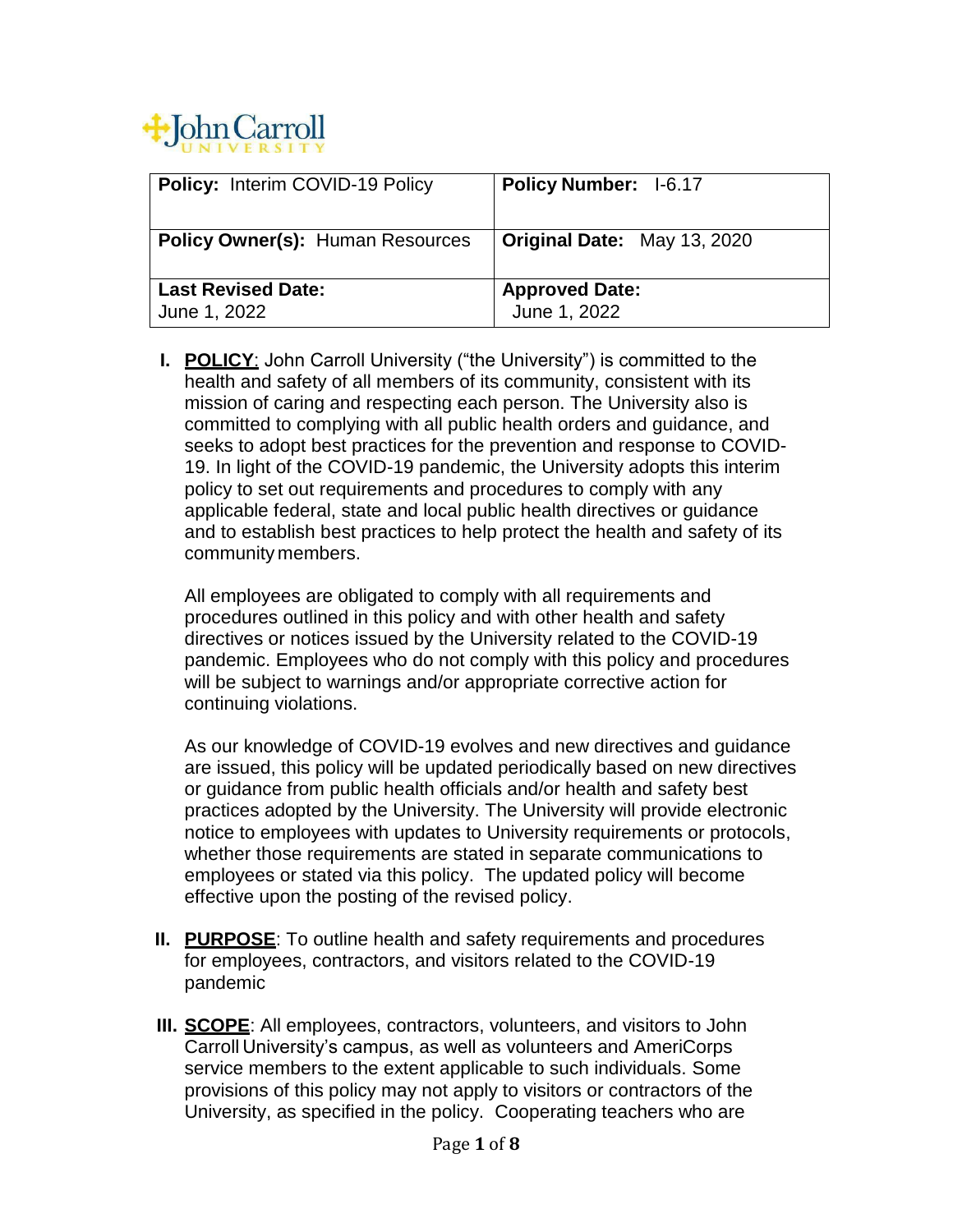John Carroll University

| **Policy:** Interim COVID-19 Policy | **Policy Number:** I-6.17 |
| --- | --- |
| **Policy Owner(s):** Human Resources | **Original Date:** May 13, 2020 |
| **Last Revised Date:** June 1, 2022 | **Approved Date:** June 1, 2022 |

**I. POLICY**: John Carroll University ("the University") is committed to the health and safety of all members of its community, consistent with its mission of caring and respecting each person. The University also is committed to complying with all public health orders and guidance, and seeks to adopt best practices for the prevention and response to COVID-19. In light of the COVID-19 pandemic, the University adopts this interim policy to set out requirements and procedures to comply with any applicable federal, state and local public health directives or guidance and to establish best practices to help protect the health and safety of its community members.

All employees are obligated to comply with all requirements and procedures outlined in this policy and with other health and safety directives or notices issued by the University related to the COVID-19 pandemic. Employees who do not comply with this policy and procedures will be subject to warnings and/or appropriate corrective action for continuing violations.

As our knowledge of COVID-19 evolves and new directives and guidance are issued, this policy will be updated periodically based on new directives or guidance from public health officials and/or health and safety best practices adopted by the University. The University will provide electronic notice to employees with updates to University requirements or protocols, whether those requirements are stated in separate communications to employees or stated via this policy. The updated policy will become effective upon the posting of the revised policy.

**II. PURPOSE**: To outline health and safety requirements and procedures for employees, contractors, and visitors related to the COVID-19 pandemic

**III. SCOPE**: All employees, contractors, volunteers, and visitors to John Carroll University's campus, as well as volunteers and AmeriCorps service members to the extent applicable to such individuals. Some provisions of this policy may not apply to visitors or contractors of the University, as specified in the policy. Cooperating teachers who are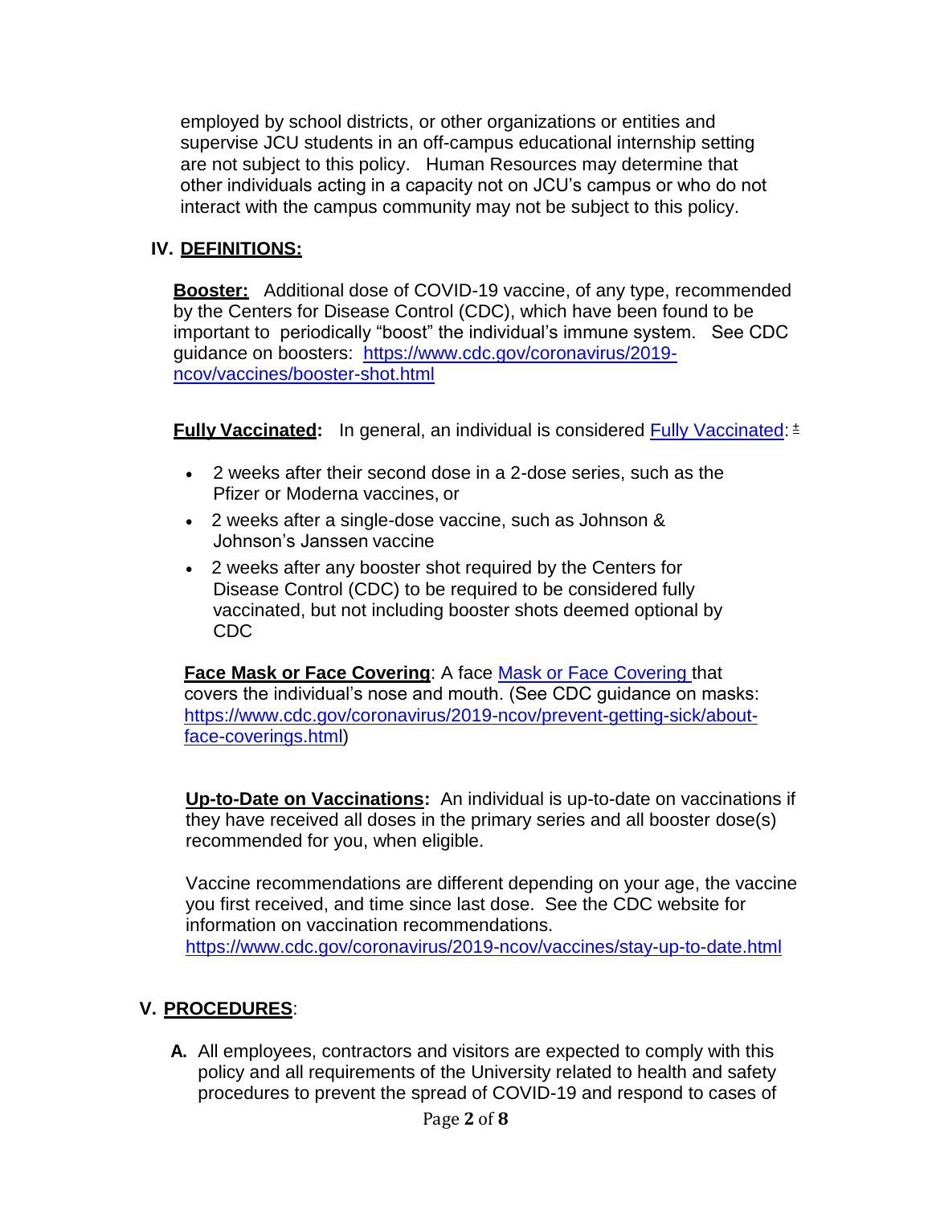employed by school districts, or other organizations or entities and supervise JCU students in an off-campus educational internship setting are not subject to this policy. Human Resources may determine that other individuals acting in a capacity not on JCU's campus or who do not interact with the campus community may not be subject to this policy.

## IV. DEFINITIONS:

**Booster:** Additional dose of COVID-19 vaccine, of any type, recommended by the Centers for Disease Control (CDC), which have been found to be important to periodically "boost" the individual's immune system. See CDC guidance on boosters: https://www.cdc.gov/coronavirus/2019-ncov/vaccines/booster-shot.html

**Fully Vaccinated:** In general, an individual is considered Fully Vaccinated: ±

- 2 weeks after their second dose in a 2-dose series, such as the Pfizer or Moderna vaccines, or
- 2 weeks after a single-dose vaccine, such as Johnson & Johnson's Janssen vaccine
- 2 weeks after any booster shot required by the Centers for Disease Control (CDC) to be required to be considered fully vaccinated, but not including booster shots deemed optional by CDC

**Face Mask or Face Covering**: A face Mask or Face Covering that covers the individual's nose and mouth. (See CDC guidance on masks: https://www.cdc.gov/coronavirus/2019-ncov/prevent-getting-sick/about-face-coverings.html)

**Up-to-Date on Vaccinations:** An individual is up-to-date on vaccinations if they have received all doses in the primary series and all booster dose(s) recommended for you, when eligible.

Vaccine recommendations are different depending on your age, the vaccine you first received, and time since last dose. See the CDC website for information on vaccination recommendations. https://www.cdc.gov/coronavirus/2019-ncov/vaccines/stay-up-to-date.html

## V. PROCEDURES:

**A.** All employees, contractors and visitors are expected to comply with this policy and all requirements of the University related to health and safety procedures to prevent the spread of COVID-19 and respond to cases of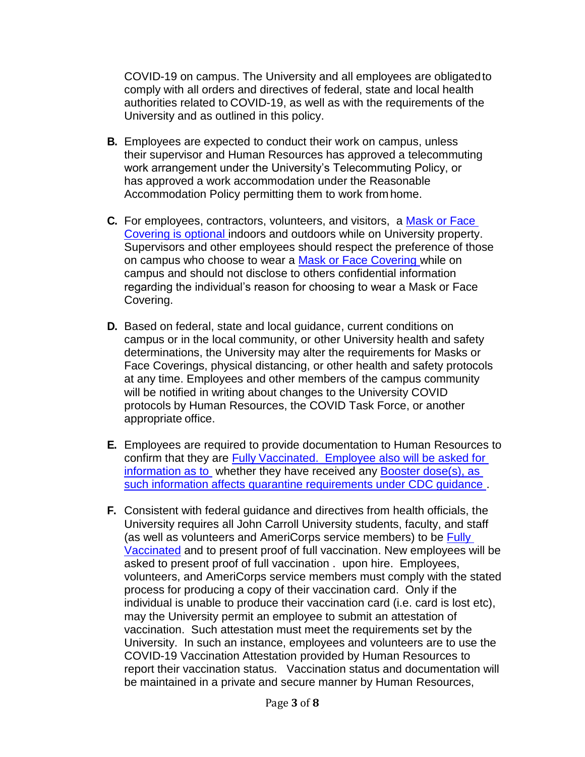COVID-19 on campus. The University and all employees are obligated to comply with all orders and directives of federal, state and local health authorities related to COVID-19, as well as with the requirements of the University and as outlined in this policy.

**B.** Employees are expected to conduct their work on campus, unless their supervisor and Human Resources has approved a telecommuting work arrangement under the University's Telecommuting Policy, or has approved a work accommodation under the Reasonable Accommodation Policy permitting them to work from home.

**C.** For employees, contractors, volunteers, and visitors, a Mask or Face Covering is optional indoors and outdoors while on University property. Supervisors and other employees should respect the preference of those on campus who choose to wear a Mask or Face Covering while on campus and should not disclose to others confidential information regarding the individual's reason for choosing to wear a Mask or Face Covering.

**D.** Based on federal, state and local guidance, current conditions on campus or in the local community, or other University health and safety determinations, the University may alter the requirements for Masks or Face Coverings, physical distancing, or other health and safety protocols at any time. Employees and other members of the campus community will be notified in writing about changes to the University COVID protocols by Human Resources, the COVID Task Force, or another appropriate office.

**E.** Employees are required to provide documentation to Human Resources to confirm that they are Fully Vaccinated. Employee also will be asked for information as to whether they have received any Booster dose(s), as such information affects quarantine requirements under CDC guidance .

**F.** Consistent with federal guidance and directives from health officials, the University requires all John Carroll University students, faculty, and staff (as well as volunteers and AmeriCorps service members) to be Fully Vaccinated and to present proof of full vaccination. New employees will be asked to present proof of full vaccination . upon hire. Employees, volunteers, and AmeriCorps service members must comply with the stated process for producing a copy of their vaccination card. Only if the individual is unable to produce their vaccination card (i.e. card is lost etc), may the University permit an employee to submit an attestation of vaccination. Such attestation must meet the requirements set by the University. In such an instance, employees and volunteers are to use the COVID-19 Vaccination Attestation provided by Human Resources to report their vaccination status. Vaccination status and documentation will be maintained in a private and secure manner by Human Resources,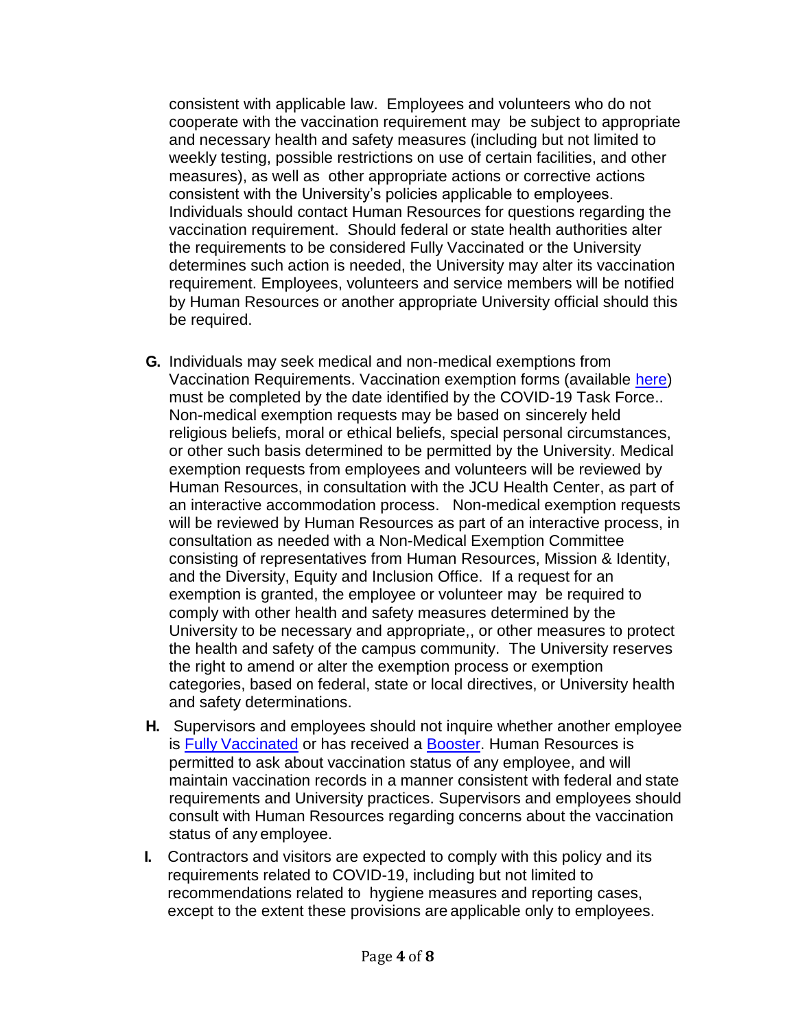consistent with applicable law. Employees and volunteers who do not cooperate with the vaccination requirement may be subject to appropriate and necessary health and safety measures (including but not limited to weekly testing, possible restrictions on use of certain facilities, and other measures), as well as other appropriate actions or corrective actions consistent with the University's policies applicable to employees. Individuals should contact Human Resources for questions regarding the vaccination requirement. Should federal or state health authorities alter the requirements to be considered Fully Vaccinated or the University determines such action is needed, the University may alter its vaccination requirement. Employees, volunteers and service members will be notified by Human Resources or another appropriate University official should this be required.

**G.** Individuals may seek medical and non-medical exemptions from Vaccination Requirements. Vaccination exemption forms (available [here]) must be completed by the date identified by the COVID-19 Task Force.. Non-medical exemption requests may be based on sincerely held religious beliefs, moral or ethical beliefs, special personal circumstances, or other such basis determined to be permitted by the University. Medical exemption requests from employees and volunteers will be reviewed by Human Resources, in consultation with the JCU Health Center, as part of an interactive accommodation process. Non-medical exemption requests will be reviewed by Human Resources as part of an interactive process, in consultation as needed with a Non-Medical Exemption Committee consisting of representatives from Human Resources, Mission & Identity, and the Diversity, Equity and Inclusion Office. If a request for an exemption is granted, the employee or volunteer may be required to comply with other health and safety measures determined by the University to be necessary and appropriate,, or other measures to protect the health and safety of the campus community. The University reserves the right to amend or alter the exemption process or exemption categories, based on federal, state or local directives, or University health and safety determinations.

**H.** Supervisors and employees should not inquire whether another employee is [Fully Vaccinated] or has received a [Booster]. Human Resources is permitted to ask about vaccination status of any employee, and will maintain vaccination records in a manner consistent with federal and state requirements and University practices. Supervisors and employees should consult with Human Resources regarding concerns about the vaccination status of any employee.

**I.** Contractors and visitors are expected to comply with this policy and its requirements related to COVID-19, including but not limited to recommendations related to hygiene measures and reporting cases, except to the extent these provisions are applicable only to employees.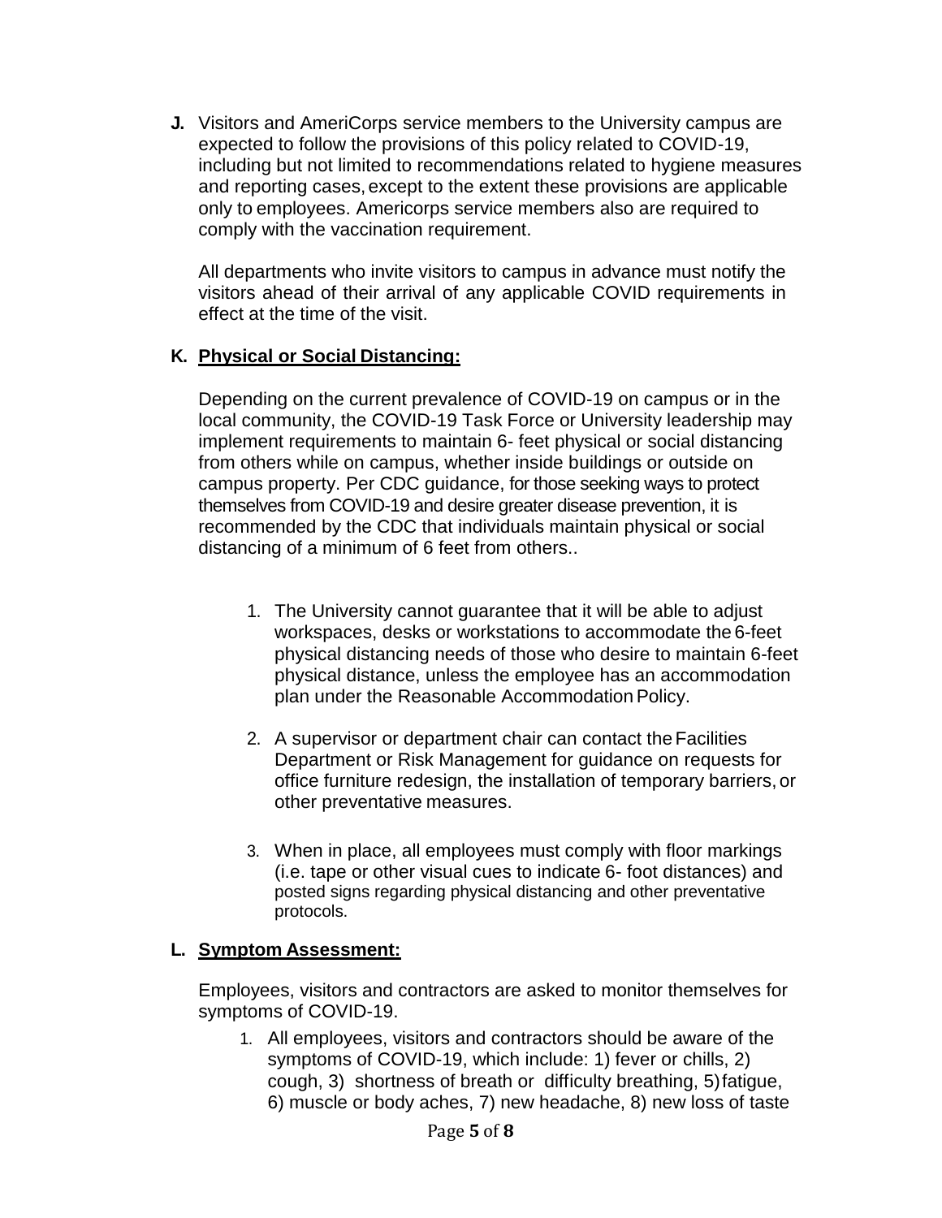**J.** Visitors and AmeriCorps service members to the University campus are expected to follow the provisions of this policy related to COVID-19, including but not limited to recommendations related to hygiene measures and reporting cases, except to the extent these provisions are applicable only to employees. Americorps service members also are required to comply with the vaccination requirement.

All departments who invite visitors to campus in advance must notify the visitors ahead of their arrival of any applicable COVID requirements in effect at the time of the visit.

**K. Physical or Social Distancing:**

Depending on the current prevalence of COVID-19 on campus or in the local community, the COVID-19 Task Force or University leadership may implement requirements to maintain 6- feet physical or social distancing from others while on campus, whether inside buildings or outside on campus property. Per CDC guidance, for those seeking ways to protect themselves from COVID-19 and desire greater disease prevention, it is recommended by the CDC that individuals maintain physical or social distancing of a minimum of 6 feet from others..

1. The University cannot guarantee that it will be able to adjust workspaces, desks or workstations to accommodate the 6-feet physical distancing needs of those who desire to maintain 6-feet physical distance, unless the employee has an accommodation plan under the Reasonable Accommodation Policy.

2. A supervisor or department chair can contact the Facilities Department or Risk Management for guidance on requests for office furniture redesign, the installation of temporary barriers, or other preventative measures.

3. When in place, all employees must comply with floor markings (i.e. tape or other visual cues to indicate 6- foot distances) and posted signs regarding physical distancing and other preventative protocols.

**L. Symptom Assessment:**

Employees, visitors and contractors are asked to monitor themselves for symptoms of COVID-19.

1. All employees, visitors and contractors should be aware of the symptoms of COVID-19, which include: 1) fever or chills, 2) cough, 3) shortness of breath or difficulty breathing, 5) fatigue, 6) muscle or body aches, 7) new headache, 8) new loss of taste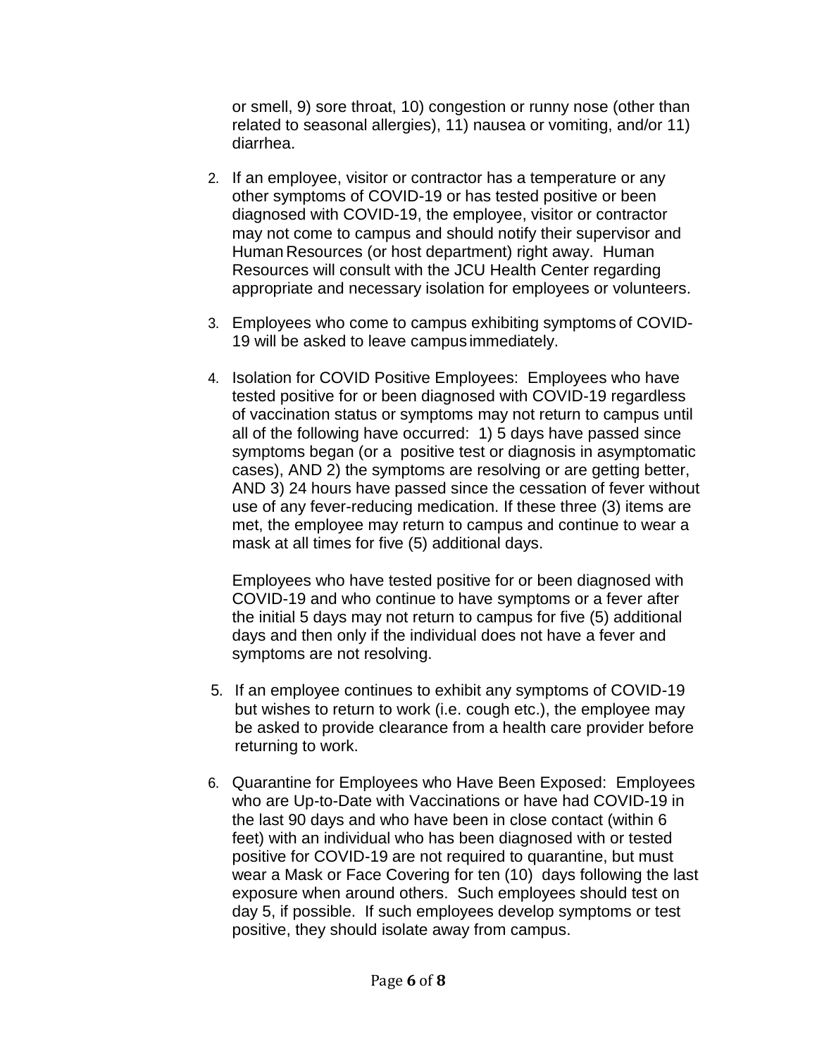or smell, 9) sore throat, 10) congestion or runny nose (other than related to seasonal allergies), 11) nausea or vomiting, and/or 11) diarrhea.

2. If an employee, visitor or contractor has a temperature or any other symptoms of COVID-19 or has tested positive or been diagnosed with COVID-19, the employee, visitor or contractor may not come to campus and should notify their supervisor and Human Resources (or host department) right away. Human Resources will consult with the JCU Health Center regarding appropriate and necessary isolation for employees or volunteers.

3. Employees who come to campus exhibiting symptoms of COVID-19 will be asked to leave campus immediately.

4. Isolation for COVID Positive Employees: Employees who have tested positive for or been diagnosed with COVID-19 regardless of vaccination status or symptoms may not return to campus until all of the following have occurred: 1) 5 days have passed since symptoms began (or a positive test or diagnosis in asymptomatic cases), AND 2) the symptoms are resolving or are getting better, AND 3) 24 hours have passed since the cessation of fever without use of any fever-reducing medication. If these three (3) items are met, the employee may return to campus and continue to wear a mask at all times for five (5) additional days.

   Employees who have tested positive for or been diagnosed with COVID-19 and who continue to have symptoms or a fever after the initial 5 days may not return to campus for five (5) additional days and then only if the individual does not have a fever and symptoms are not resolving.

5. If an employee continues to exhibit any symptoms of COVID-19 but wishes to return to work (i.e. cough etc.), the employee may be asked to provide clearance from a health care provider before returning to work.

6. Quarantine for Employees who Have Been Exposed: Employees who are Up-to-Date with Vaccinations or have had COVID-19 in the last 90 days and who have been in close contact (within 6 feet) with an individual who has been diagnosed with or tested positive for COVID-19 are not required to quarantine, but must wear a Mask or Face Covering for ten (10) days following the last exposure when around others. Such employees should test on day 5, if possible. If such employees develop symptoms or test positive, they should isolate away from campus.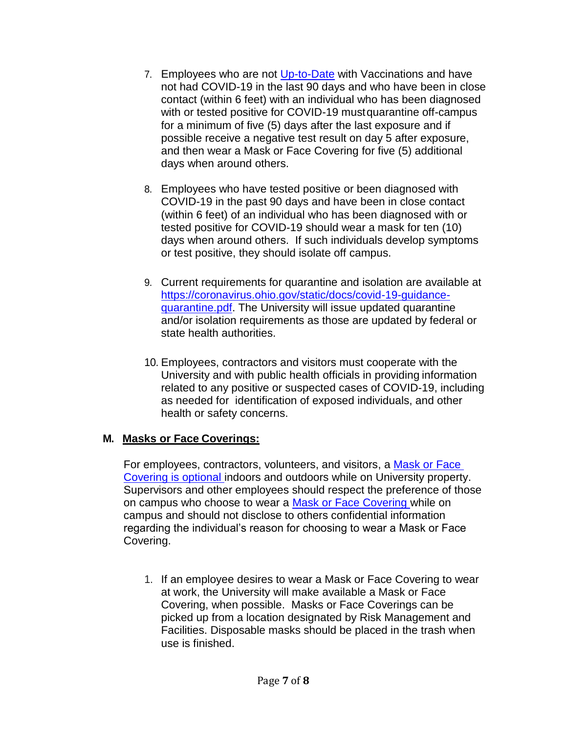7. Employees who are not [Up-to-Date] with Vaccinations and have not had COVID-19 in the last 90 days and who have been in close contact (within 6 feet) with an individual who has been diagnosed with or tested positive for COVID-19 must quarantine off-campus for a minimum of five (5) days after the last exposure and if possible receive a negative test result on day 5 after exposure, and then wear a Mask or Face Covering for five (5) additional days when around others.

8. Employees who have tested positive or been diagnosed with COVID-19 in the past 90 days and have been in close contact (within 6 feet) of an individual who has been diagnosed with or tested positive for COVID-19 should wear a mask for ten (10) days when around others. If such individuals develop symptoms or test positive, they should isolate off campus.

9. Current requirements for quarantine and isolation are available at https://coronavirus.ohio.gov/static/docs/covid-19-guidance-quarantine.pdf. The University will issue updated quarantine and/or isolation requirements as those are updated by federal or state health authorities.

10. Employees, contractors and visitors must cooperate with the University and with public health officials in providing information related to any positive or suspected cases of COVID-19, including as needed for identification of exposed individuals, and other health or safety concerns.

**M. Masks or Face Coverings:**

For employees, contractors, volunteers, and visitors, a Mask or Face Covering is optional indoors and outdoors while on University property. Supervisors and other employees should respect the preference of those on campus who choose to wear a Mask or Face Covering while on campus and should not disclose to others confidential information regarding the individual's reason for choosing to wear a Mask or Face Covering.

1. If an employee desires to wear a Mask or Face Covering to wear at work, the University will make available a Mask or Face Covering, when possible. Masks or Face Coverings can be picked up from a location designated by Risk Management and Facilities. Disposable masks should be placed in the trash when use is finished.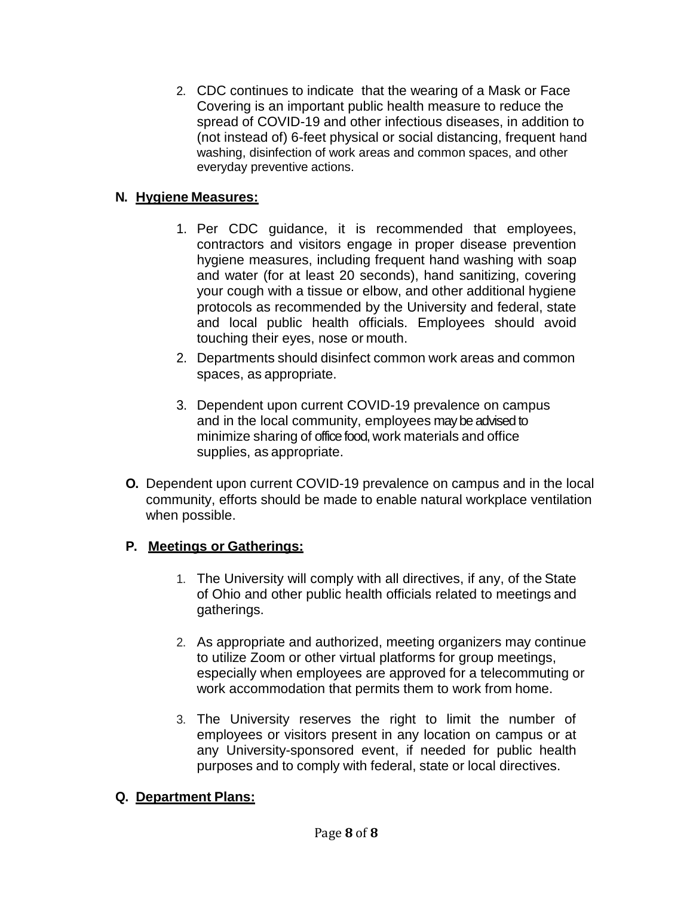2. CDC continues to indicate that the wearing of a Mask or Face Covering is an important public health measure to reduce the spread of COVID-19 and other infectious diseases, in addition to (not instead of) 6-feet physical or social distancing, frequent hand washing, disinfection of work areas and common spaces, and other everyday preventive actions.

**N. Hygiene Measures:**

1. Per CDC guidance, it is recommended that employees, contractors and visitors engage in proper disease prevention hygiene measures, including frequent hand washing with soap and water (for at least 20 seconds), hand sanitizing, covering your cough with a tissue or elbow, and other additional hygiene protocols as recommended by the University and federal, state and local public health officials. Employees should avoid touching their eyes, nose or mouth.
2. Departments should disinfect common work areas and common spaces, as appropriate.
3. Dependent upon current COVID-19 prevalence on campus and in the local community, employees may be advised to minimize sharing of office food, work materials and office supplies, as appropriate.

**O.** Dependent upon current COVID-19 prevalence on campus and in the local community, efforts should be made to enable natural workplace ventilation when possible.

**P. Meetings or Gatherings:**

1. The University will comply with all directives, if any, of the State of Ohio and other public health officials related to meetings and gatherings.
2. As appropriate and authorized, meeting organizers may continue to utilize Zoom or other virtual platforms for group meetings, especially when employees are approved for a telecommuting or work accommodation that permits them to work from home.
3. The University reserves the right to limit the number of employees or visitors present in any location on campus or at any University-sponsored event, if needed for public health purposes and to comply with federal, state or local directives.

**Q. Department Plans:**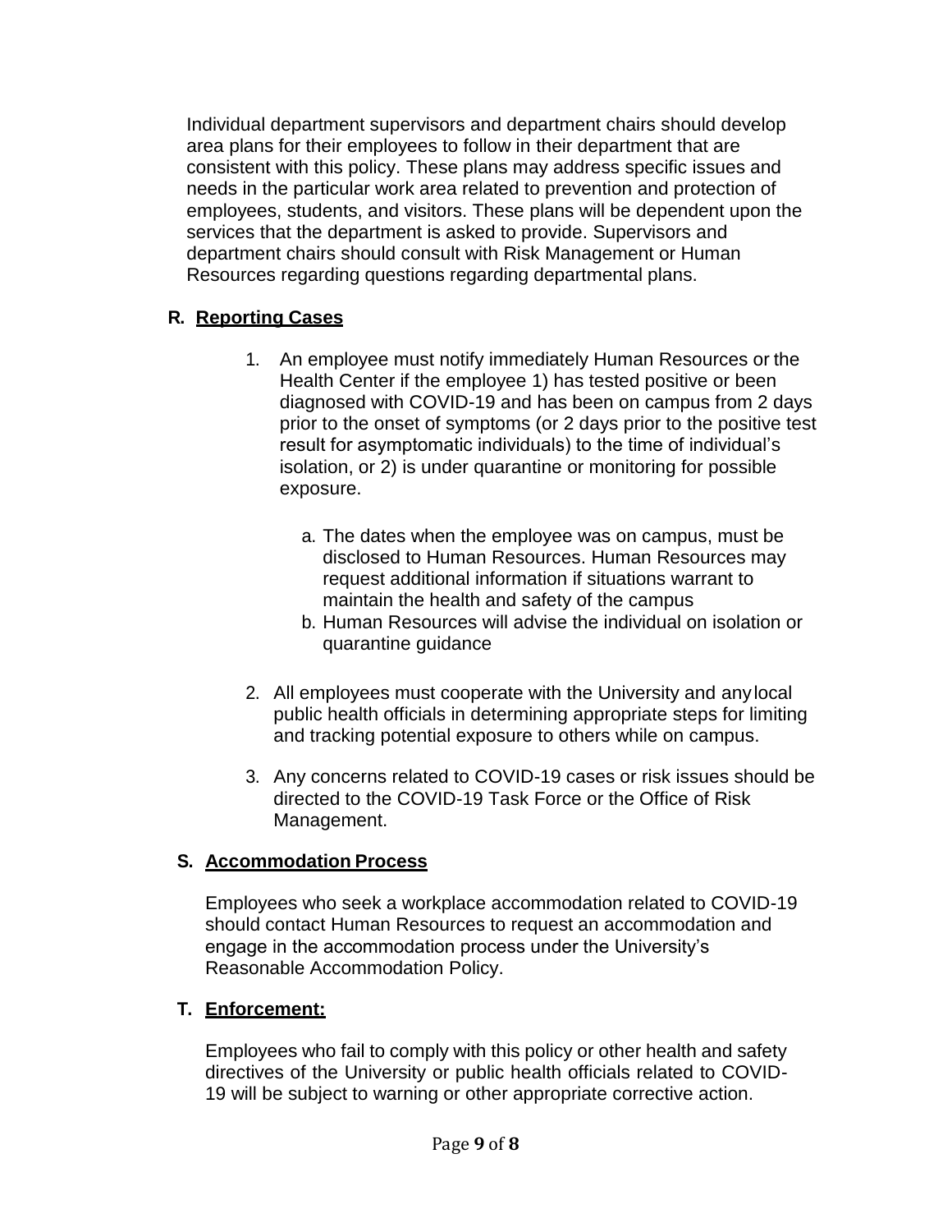Individual department supervisors and department chairs should develop area plans for their employees to follow in their department that are consistent with this policy. These plans may address specific issues and needs in the particular work area related to prevention and protection of employees, students, and visitors. These plans will be dependent upon the services that the department is asked to provide. Supervisors and department chairs should consult with Risk Management or Human Resources regarding questions regarding departmental plans.

## R. Reporting Cases

1. An employee must notify immediately Human Resources or the Health Center if the employee 1) has tested positive or been diagnosed with COVID-19 and has been on campus from 2 days prior to the onset of symptoms (or 2 days prior to the positive test result for asymptomatic individuals) to the time of individual's isolation, or 2) is under quarantine or monitoring for possible exposure.

   a. The dates when the employee was on campus, must be disclosed to Human Resources. Human Resources may request additional information if situations warrant to maintain the health and safety of the campus
   
   b. Human Resources will advise the individual on isolation or quarantine guidance

2. All employees must cooperate with the University and any local public health officials in determining appropriate steps for limiting and tracking potential exposure to others while on campus.

3. Any concerns related to COVID-19 cases or risk issues should be directed to the COVID-19 Task Force or the Office of Risk Management.

## S. Accommodation Process

Employees who seek a workplace accommodation related to COVID-19 should contact Human Resources to request an accommodation and engage in the accommodation process under the University's Reasonable Accommodation Policy.

## T. Enforcement:

Employees who fail to comply with this policy or other health and safety directives of the University or public health officials related to COVID-19 will be subject to warning or other appropriate corrective action.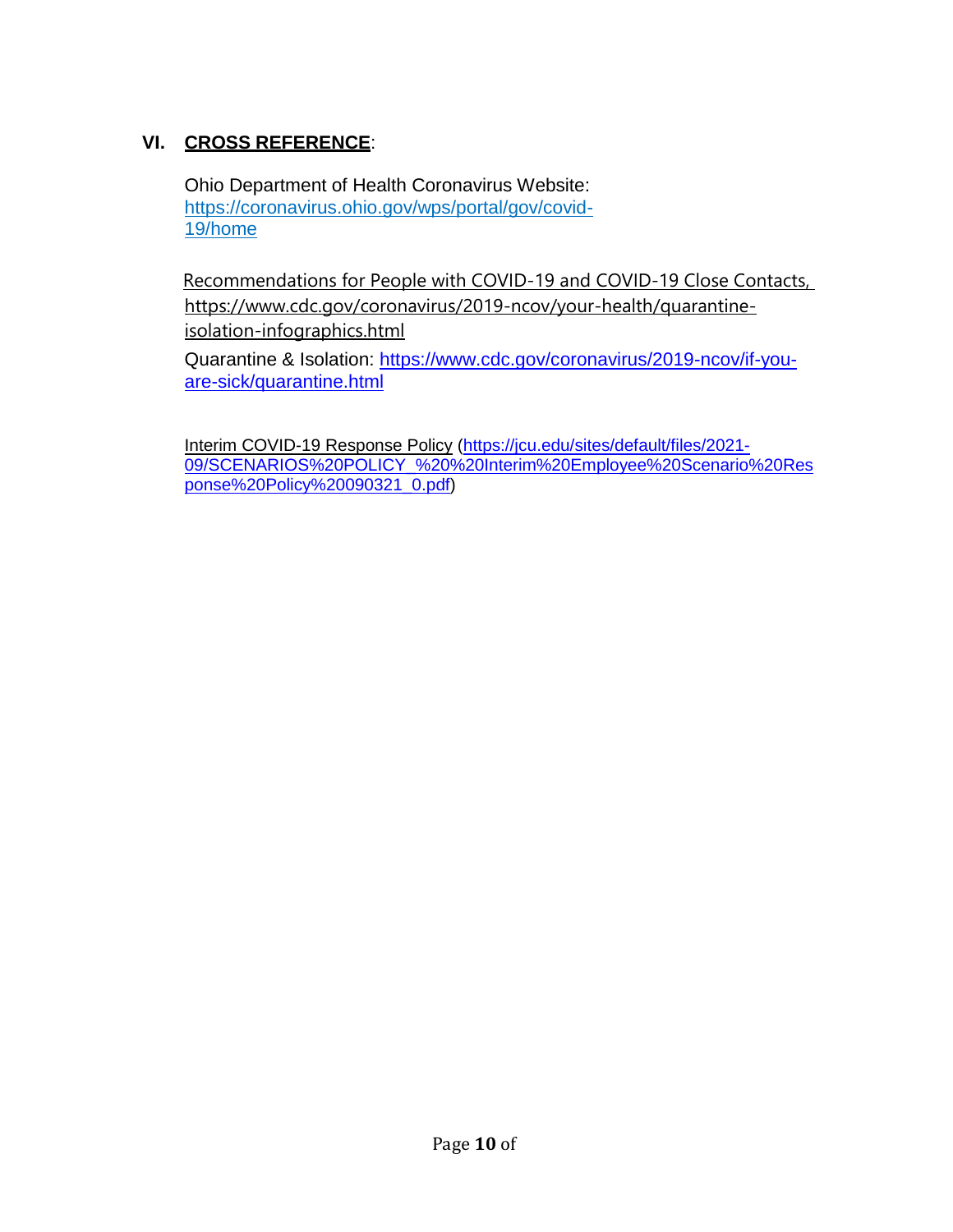## VI. **CROSS REFERENCE**:

Ohio Department of Health Coronavirus Website: https://coronavirus.ohio.gov/wps/portal/gov/covid-19/home

Recommendations for People with COVID-19 and COVID-19 Close Contacts, https://www.cdc.gov/coronavirus/2019-ncov/your-health/quarantine-isolation-infographics.html

Quarantine & Isolation: https://www.cdc.gov/coronavirus/2019-ncov/if-you-are-sick/quarantine.html

Interim COVID-19 Response Policy (https://jcu.edu/sites/default/files/2021-09/SCENARIOS%20POLICY_%20%20Interim%20Employee%20Scenario%20Response%20Policy%20090321_0.pdf)